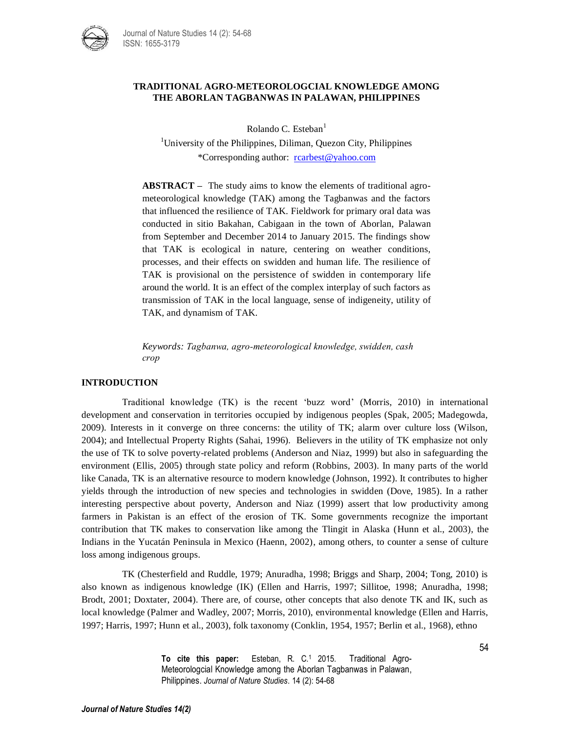# TRADITIONAL AGRO-METEOROLOGCIAL KNOWLEDGE AMONG THE ABORLAN TAGBANWAS IN PALAWAN, PHILIPPINES

Rolando C. Esteban[1]

[1]University of the Philippines, Diliman, Quezon City, Philippines

*Corresponding author: rcarbest@yahoo.com

**ABSTRACT –** The study aims to know the elements of traditional agro-meteorological knowledge (TAK) among the Tagbanwas and the factors that influenced the resilience of TAK. Fieldwork for primary oral data was conducted in sitio Bakahan, Cabigaan in the town of Aborlan, Palawan from September and December 2014 to January 2015. The findings show that TAK is ecological in nature, centering on weather conditions, processes, and their effects on swidden and human life. The resilience of TAK is provisional on the persistence of swidden in contemporary life around the world. It is an effect of the complex interplay of such factors as transmission of TAK in the local language, sense of indigeneity, utility of TAK, and dynamism of TAK.

*Keywords: Tagbanwa, agro-meteorological knowledge, swidden, cash crop*

## INTRODUCTION

Traditional knowledge (TK) is the recent 'buzz word' (Morris, 2010) in international development and conservation in territories occupied by indigenous peoples (Spak, 2005; Madegowda, 2009). Interests in it converge on three concerns: the utility of TK; alarm over culture loss (Wilson, 2004); and Intellectual Property Rights (Sahai, 1996). Believers in the utility of TK emphasize not only the use of TK to solve poverty-related problems (Anderson and Niaz, 1999) but also in safeguarding the environment (Ellis, 2005) through state policy and reform (Robbins, 2003). In many parts of the world like Canada, TK is an alternative resource to modern knowledge (Johnson, 1992). It contributes to higher yields through the introduction of new species and technologies in swidden (Dove, 1985). In a rather interesting perspective about poverty, Anderson and Niaz (1999) assert that low productivity among farmers in Pakistan is an effect of the erosion of TK. Some governments recognize the important contribution that TK makes to conservation like among the Tlingit in Alaska (Hunn et al., 2003), the Indians in the Yucatán Peninsula in Mexico (Haenn, 2002), among others, to counter a sense of culture loss among indigenous groups.

TK (Chesterfield and Ruddle, 1979; Anuradha, 1998; Briggs and Sharp, 2004; Tong, 2010) is also known as indigenous knowledge (IK) (Ellen and Harris, 1997; Sillitoe, 1998; Anuradha, 1998; Brodt, 2001; Doxtater, 2004). There are, of course, other concepts that also denote TK and IK, such as local knowledge (Palmer and Wadley, 2007; Morris, 2010), environmental knowledge (Ellen and Harris, 1997; Harris, 1997; Hunn et al., 2003), folk taxonomy (Conklin, 1954, 1957; Berlin et al., 1968), ethno

**To cite this paper:** Esteban, R. C.[1] 2015. Traditional Agro-Meteorologcial Knowledge among the Aborlan Tagbanwas in Palawan, Philippines. *Journal of Nature Studies*. 14 (2): 54-68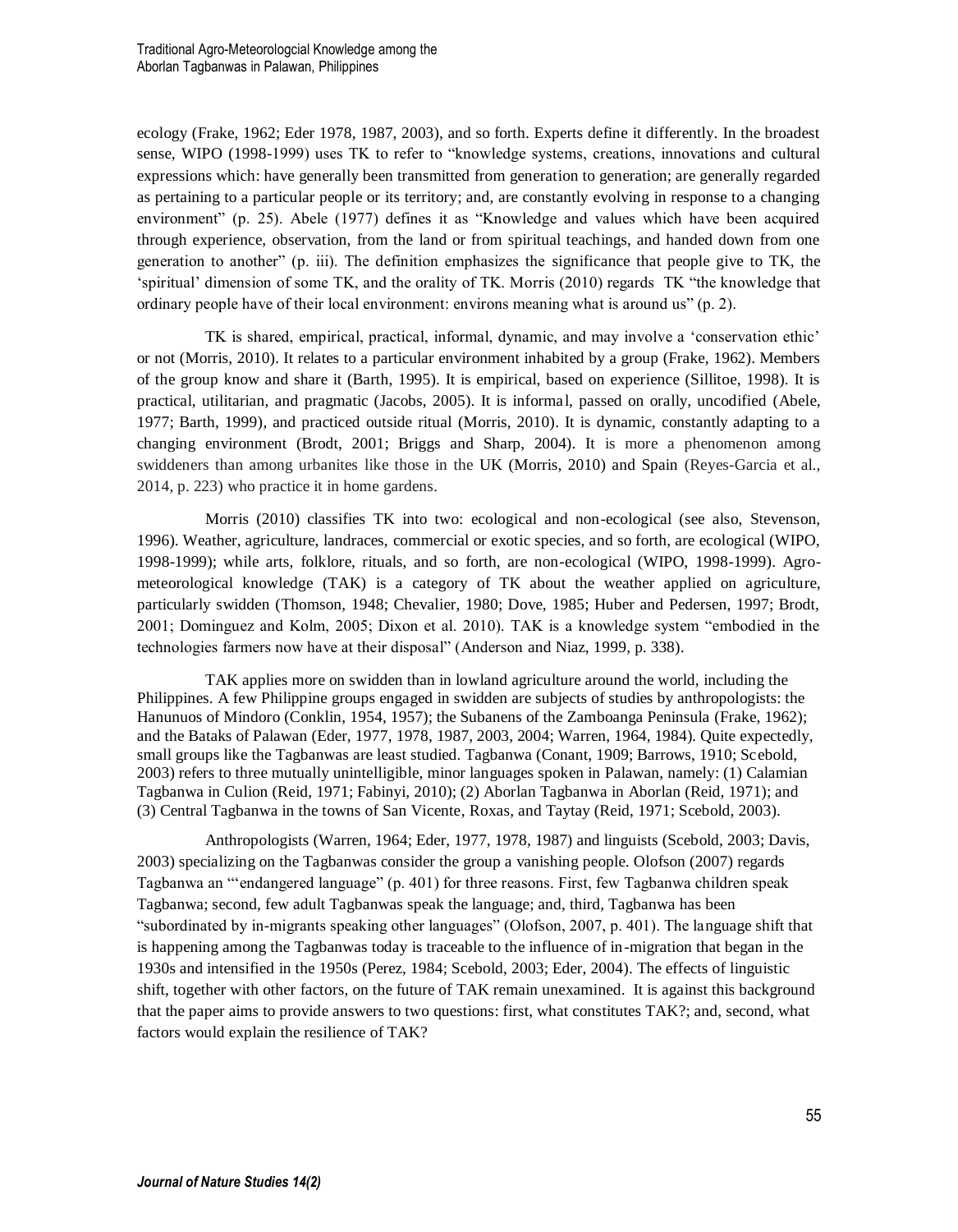ecology (Frake, 1962; Eder 1978, 1987, 2003), and so forth. Experts define it differently. In the broadest sense, WIPO (1998-1999) uses TK to refer to "knowledge systems, creations, innovations and cultural expressions which: have generally been transmitted from generation to generation; are generally regarded as pertaining to a particular people or its territory; and, are constantly evolving in response to a changing environment" (p. 25). Abele (1977) defines it as "Knowledge and values which have been acquired through experience, observation, from the land or from spiritual teachings, and handed down from one generation to another" (p. iii). The definition emphasizes the significance that people give to TK, the 'spiritual' dimension of some TK, and the orality of TK. Morris (2010) regards TK "the knowledge that ordinary people have of their local environment: environs meaning what is around us" (p. 2).

TK is shared, empirical, practical, informal, dynamic, and may involve a 'conservation ethic' or not (Morris, 2010). It relates to a particular environment inhabited by a group (Frake, 1962). Members of the group know and share it (Barth, 1995). It is empirical, based on experience (Sillitoe, 1998). It is practical, utilitarian, and pragmatic (Jacobs, 2005). It is informal, passed on orally, uncodified (Abele, 1977; Barth, 1999), and practiced outside ritual (Morris, 2010). It is dynamic, constantly adapting to a changing environment (Brodt, 2001; Briggs and Sharp, 2004). It is more a phenomenon among swiddeners than among urbanites like those in the UK (Morris, 2010) and Spain (Reyes-Garcia et al., 2014, p. 223) who practice it in home gardens.

Morris (2010) classifies TK into two: ecological and non-ecological (see also, Stevenson, 1996). Weather, agriculture, landraces, commercial or exotic species, and so forth, are ecological (WIPO, 1998-1999); while arts, folklore, rituals, and so forth, are non-ecological (WIPO, 1998-1999). Agro-meteorological knowledge (TAK) is a category of TK about the weather applied on agriculture, particularly swidden (Thomson, 1948; Chevalier, 1980; Dove, 1985; Huber and Pedersen, 1997; Brodt, 2001; Dominguez and Kolm, 2005; Dixon et al. 2010). TAK is a knowledge system "embodied in the technologies farmers now have at their disposal" (Anderson and Niaz, 1999, p. 338).

TAK applies more on swidden than in lowland agriculture around the world, including the Philippines. A few Philippine groups engaged in swidden are subjects of studies by anthropologists: the Hanunuos of Mindoro (Conklin, 1954, 1957); the Subanens of the Zamboanga Peninsula (Frake, 1962); and the Bataks of Palawan (Eder, 1977, 1978, 1987, 2003, 2004; Warren, 1964, 1984). Quite expectedly, small groups like the Tagbanwas are least studied. Tagbanwa (Conant, 1909; Barrows, 1910; Scebold, 2003) refers to three mutually unintelligible, minor languages spoken in Palawan, namely: (1) Calamian Tagbanwa in Culion (Reid, 1971; Fabinyi, 2010); (2) Aborlan Tagbanwa in Aborlan (Reid, 1971); and (3) Central Tagbanwa in the towns of San Vicente, Roxas, and Taytay (Reid, 1971; Scebold, 2003).

Anthropologists (Warren, 1964; Eder, 1977, 1978, 1987) and linguists (Scebold, 2003; Davis, 2003) specializing on the Tagbanwas consider the group a vanishing people. Olofson (2007) regards Tagbanwa an "'endangered language" (p. 401) for three reasons. First, few Tagbanwa children speak Tagbanwa; second, few adult Tagbanwas speak the language; and, third, Tagbanwa has been "subordinated by in-migrants speaking other languages" (Olofson, 2007, p. 401). The language shift that is happening among the Tagbanwas today is traceable to the influence of in-migration that began in the 1930s and intensified in the 1950s (Perez, 1984; Scebold, 2003; Eder, 2004). The effects of linguistic shift, together with other factors, on the future of TAK remain unexamined. It is against this background that the paper aims to provide answers to two questions: first, what constitutes TAK?; and, second, what factors would explain the resilience of TAK?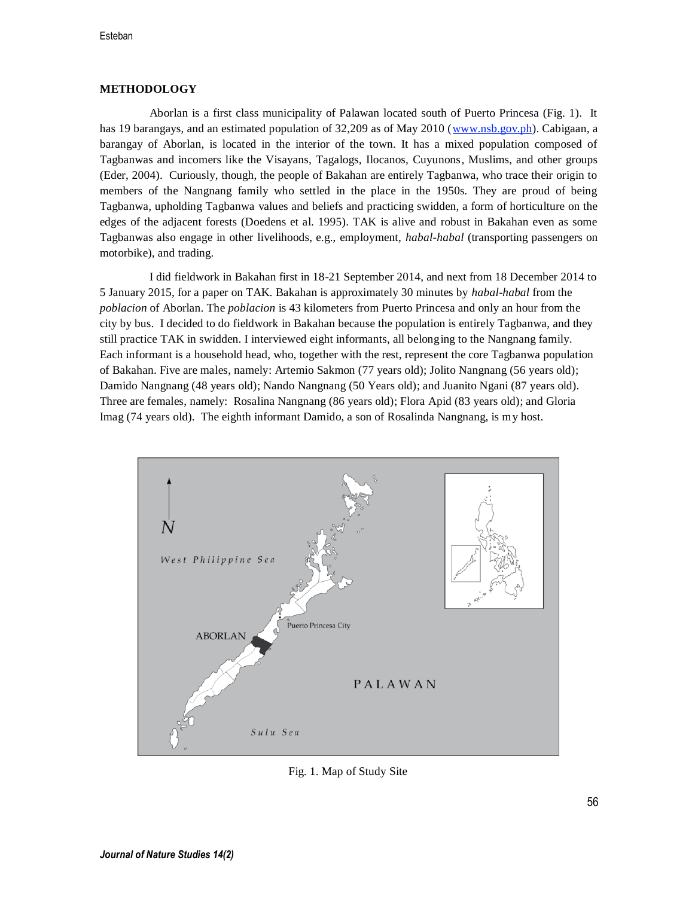## METHODOLOGY

Aborlan is a first class municipality of Palawan located south of Puerto Princesa (Fig. 1). It has 19 barangays, and an estimated population of 32,209 as of May 2010 (www.nsb.gov.ph). Cabigaan, a barangay of Aborlan, is located in the interior of the town. It has a mixed population composed of Tagbanwas and incomers like the Visayans, Tagalogs, Ilocanos, Cuyunons, Muslims, and other groups (Eder, 2004). Curiously, though, the people of Bakahan are entirely Tagbanwa, who trace their origin to members of the Nangnang family who settled in the place in the 1950s. They are proud of being Tagbanwa, upholding Tagbanwa values and beliefs and practicing swidden, a form of horticulture on the edges of the adjacent forests (Doedens et al. 1995). TAK is alive and robust in Bakahan even as some Tagbanwas also engage in other livelihoods, e.g., employment, *habal-habal* (transporting passengers on motorbike), and trading.

I did fieldwork in Bakahan first in 18-21 September 2014, and next from 18 December 2014 to 5 January 2015, for a paper on TAK. Bakahan is approximately 30 minutes by *habal-habal* from the *poblacion* of Aborlan. The *poblacion* is 43 kilometers from Puerto Princesa and only an hour from the city by bus. I decided to do fieldwork in Bakahan because the population is entirely Tagbanwa, and they still practice TAK in swidden. I interviewed eight informants, all belonging to the Nangnang family. Each informant is a household head, who, together with the rest, represent the core Tagbanwa population of Bakahan. Five are males, namely: Artemio Sakmon (77 years old); Jolito Nangnang (56 years old); Damido Nangnang (48 years old); Nando Nangnang (50 Years old); and Juanito Ngani (87 years old). Three are females, namely: Rosalina Nangnang (86 years old); Flora Apid (83 years old); and Gloria Imag (74 years old). The eighth informant Damido, a son of Rosalinda Nangnang, is my host.

Fig. 1. Map of Study Site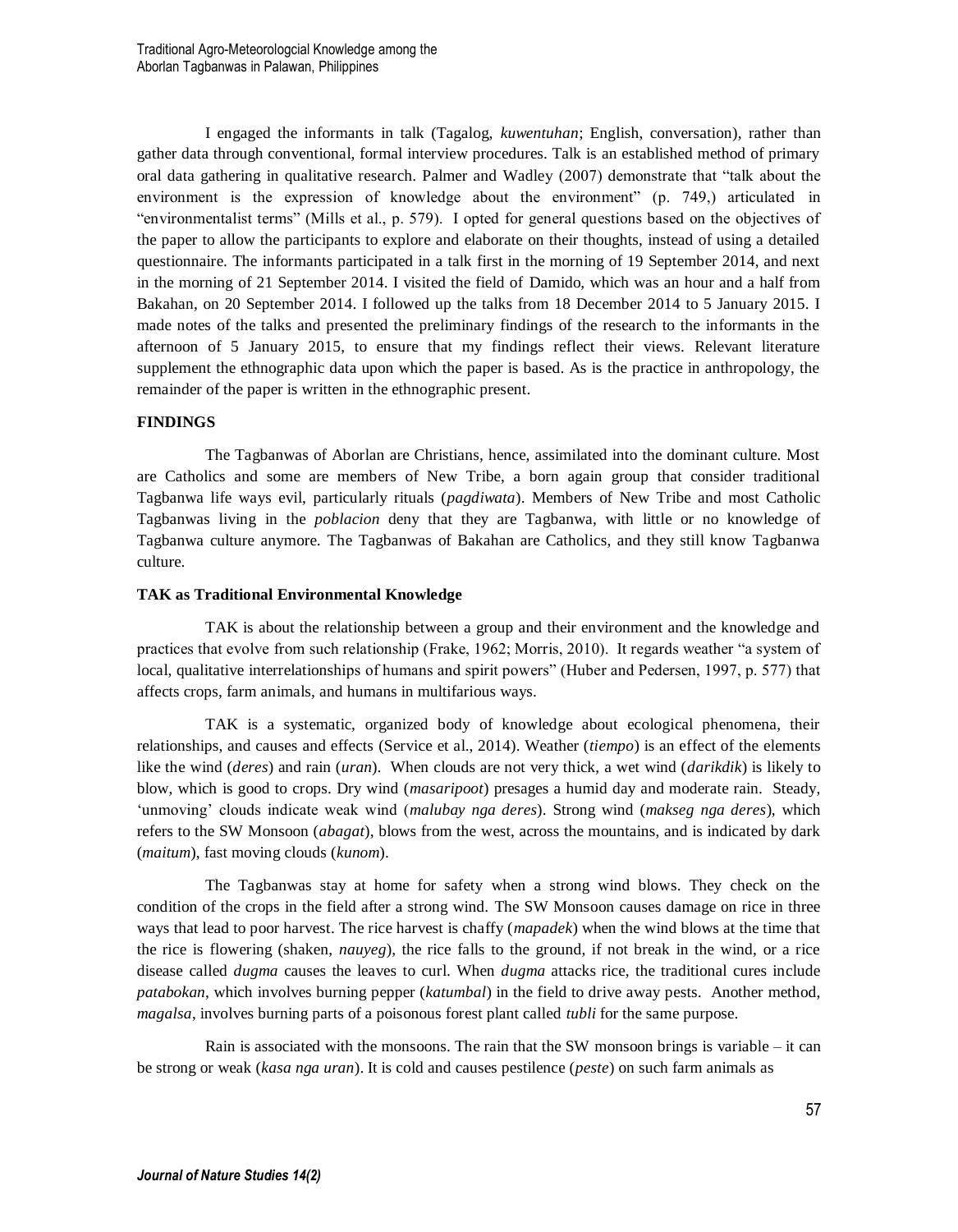I engaged the informants in talk (Tagalog, *kuwentuhan*; English, conversation), rather than gather data through conventional, formal interview procedures. Talk is an established method of primary oral data gathering in qualitative research. Palmer and Wadley (2007) demonstrate that "talk about the environment is the expression of knowledge about the environment" (p. 749,) articulated in "environmentalist terms" (Mills et al., p. 579). I opted for general questions based on the objectives of the paper to allow the participants to explore and elaborate on their thoughts, instead of using a detailed questionnaire. The informants participated in a talk first in the morning of 19 September 2014, and next in the morning of 21 September 2014. I visited the field of Damido, which was an hour and a half from Bakahan, on 20 September 2014. I followed up the talks from 18 December 2014 to 5 January 2015. I made notes of the talks and presented the preliminary findings of the research to the informants in the afternoon of 5 January 2015, to ensure that my findings reflect their views. Relevant literature supplement the ethnographic data upon which the paper is based. As is the practice in anthropology, the remainder of the paper is written in the ethnographic present.

## FINDINGS

The Tagbanwas of Aborlan are Christians, hence, assimilated into the dominant culture. Most are Catholics and some are members of New Tribe, a born again group that consider traditional Tagbanwa life ways evil, particularly rituals (*pagdiwata*). Members of New Tribe and most Catholic Tagbanwas living in the *poblacion* deny that they are Tagbanwa, with little or no knowledge of Tagbanwa culture anymore. The Tagbanwas of Bakahan are Catholics, and they still know Tagbanwa culture.

### TAK as Traditional Environmental Knowledge

TAK is about the relationship between a group and their environment and the knowledge and practices that evolve from such relationship (Frake, 1962; Morris, 2010). It regards weather "a system of local, qualitative interrelationships of humans and spirit powers" (Huber and Pedersen, 1997, p. 577) that affects crops, farm animals, and humans in multifarious ways.

TAK is a systematic, organized body of knowledge about ecological phenomena, their relationships, and causes and effects (Service et al., 2014). Weather (*tiempo*) is an effect of the elements like the wind (*deres*) and rain (*uran*). When clouds are not very thick, a wet wind (*darikdik*) is likely to blow, which is good to crops. Dry wind (*masaripoot*) presages a humid day and moderate rain. Steady, 'unmoving' clouds indicate weak wind (*malubay nga deres*). Strong wind (*makseg nga deres*), which refers to the SW Monsoon (*abagat*), blows from the west, across the mountains, and is indicated by dark (*maitum*), fast moving clouds (*kunom*).

The Tagbanwas stay at home for safety when a strong wind blows. They check on the condition of the crops in the field after a strong wind. The SW Monsoon causes damage on rice in three ways that lead to poor harvest. The rice harvest is chaffy (*mapadek*) when the wind blows at the time that the rice is flowering (shaken, *nauyeg*), the rice falls to the ground, if not break in the wind, or a rice disease called *dugma* causes the leaves to curl. When *dugma* attacks rice, the traditional cures include *patabokan*, which involves burning pepper (*katumbal*) in the field to drive away pests. Another method, *magalsa*, involves burning parts of a poisonous forest plant called *tubli* for the same purpose.

Rain is associated with the monsoons. The rain that the SW monsoon brings is variable – it can be strong or weak (*kasa nga uran*). It is cold and causes pestilence (*peste*) on such farm animals as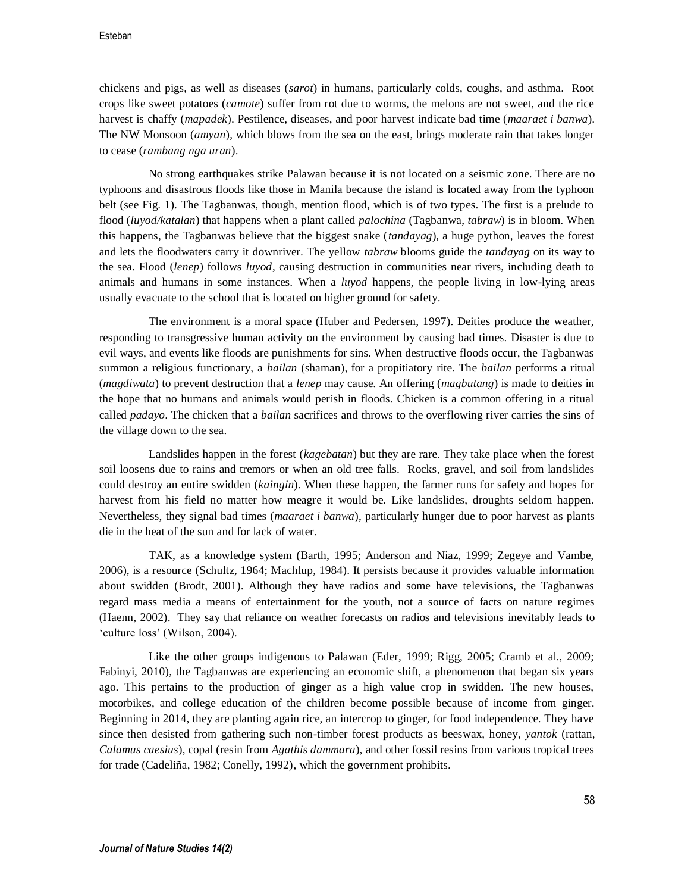chickens and pigs, as well as diseases (*sarot*) in humans, particularly colds, coughs, and asthma. Root crops like sweet potatoes (*camote*) suffer from rot due to worms, the melons are not sweet, and the rice harvest is chaffy (*mapadek*). Pestilence, diseases, and poor harvest indicate bad time (*maaraet i banwa*). The NW Monsoon (*amyan*), which blows from the sea on the east, brings moderate rain that takes longer to cease (*rambang nga uran*).

No strong earthquakes strike Palawan because it is not located on a seismic zone. There are no typhoons and disastrous floods like those in Manila because the island is located away from the typhoon belt (see Fig. 1). The Tagbanwas, though, mention flood, which is of two types. The first is a prelude to flood (*luyod/katalan*) that happens when a plant called *palochina* (Tagbanwa, *tabraw*) is in bloom. When this happens, the Tagbanwas believe that the biggest snake (*tandayag*), a huge python, leaves the forest and lets the floodwaters carry it downriver. The yellow *tabraw* blooms guide the *tandayag* on its way to the sea. Flood (*lenep*) follows *luyod*, causing destruction in communities near rivers, including death to animals and humans in some instances. When a *luyod* happens, the people living in low-lying areas usually evacuate to the school that is located on higher ground for safety.

The environment is a moral space (Huber and Pedersen, 1997). Deities produce the weather, responding to transgressive human activity on the environment by causing bad times. Disaster is due to evil ways, and events like floods are punishments for sins. When destructive floods occur, the Tagbanwas summon a religious functionary, a *bailan* (shaman), for a propitiatory rite. The *bailan* performs a ritual (*magdiwata*) to prevent destruction that a *lenep* may cause. An offering (*magbutang*) is made to deities in the hope that no humans and animals would perish in floods. Chicken is a common offering in a ritual called *padayo*. The chicken that a *bailan* sacrifices and throws to the overflowing river carries the sins of the village down to the sea.

Landslides happen in the forest (*kagebatan*) but they are rare. They take place when the forest soil loosens due to rains and tremors or when an old tree falls. Rocks, gravel, and soil from landslides could destroy an entire swidden (*kaingin*). When these happen, the farmer runs for safety and hopes for harvest from his field no matter how meagre it would be. Like landslides, droughts seldom happen. Nevertheless, they signal bad times (*maaraet i banwa*), particularly hunger due to poor harvest as plants die in the heat of the sun and for lack of water.

TAK, as a knowledge system (Barth, 1995; Anderson and Niaz, 1999; Zegeye and Vambe, 2006), is a resource (Schultz, 1964; Machlup, 1984). It persists because it provides valuable information about swidden (Brodt, 2001). Although they have radios and some have televisions, the Tagbanwas regard mass media a means of entertainment for the youth, not a source of facts on nature regimes (Haenn, 2002). They say that reliance on weather forecasts on radios and televisions inevitably leads to 'culture loss' (Wilson, 2004).

Like the other groups indigenous to Palawan (Eder, 1999; Rigg, 2005; Cramb et al., 2009; Fabinyi, 2010), the Tagbanwas are experiencing an economic shift, a phenomenon that began six years ago. This pertains to the production of ginger as a high value crop in swidden. The new houses, motorbikes, and college education of the children become possible because of income from ginger. Beginning in 2014, they are planting again rice, an intercrop to ginger, for food independence. They have since then desisted from gathering such non-timber forest products as beeswax, honey, *yantok* (rattan, *Calamus caesius*), copal (resin from *Agathis dammara*), and other fossil resins from various tropical trees for trade (Cadeliña, 1982; Conelly, 1992), which the government prohibits.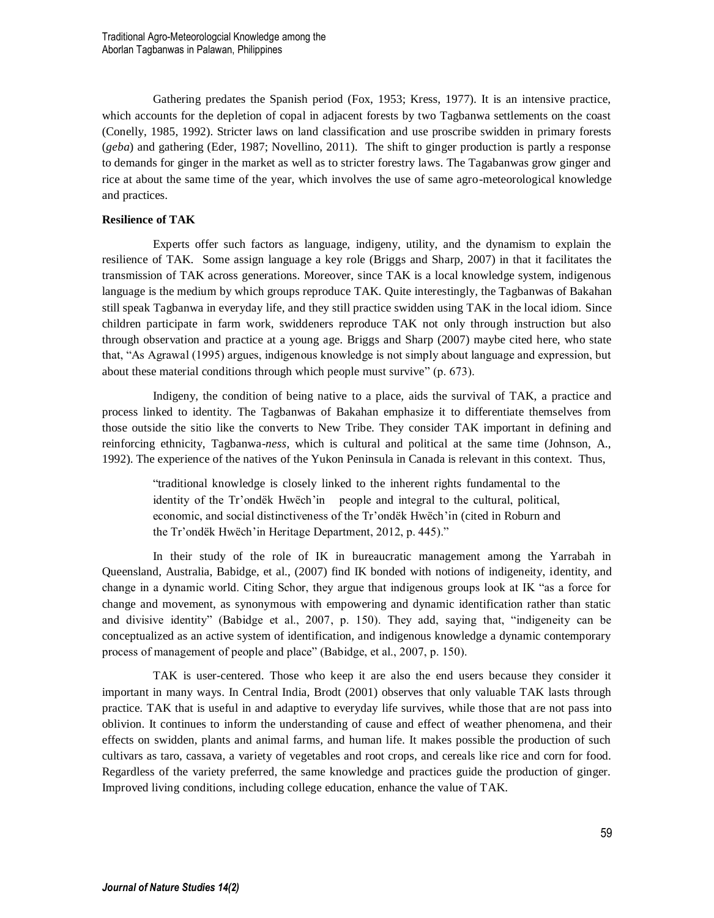Gathering predates the Spanish period (Fox, 1953; Kress, 1977). It is an intensive practice, which accounts for the depletion of copal in adjacent forests by two Tagbanwa settlements on the coast (Conelly, 1985, 1992). Stricter laws on land classification and use proscribe swidden in primary forests (*geba*) and gathering (Eder, 1987; Novellino, 2011). The shift to ginger production is partly a response to demands for ginger in the market as well as to stricter forestry laws. The Tagabanwas grow ginger and rice at about the same time of the year, which involves the use of same agro-meteorological knowledge and practices.

**Resilience of TAK**

Experts offer such factors as language, indigeny, utility, and the dynamism to explain the resilience of TAK. Some assign language a key role (Briggs and Sharp, 2007) in that it facilitates the transmission of TAK across generations. Moreover, since TAK is a local knowledge system, indigenous language is the medium by which groups reproduce TAK. Quite interestingly, the Tagbanwas of Bakahan still speak Tagbanwa in everyday life, and they still practice swidden using TAK in the local idiom. Since children participate in farm work, swiddeners reproduce TAK not only through instruction but also through observation and practice at a young age. Briggs and Sharp (2007) maybe cited here, who state that, "As Agrawal (1995) argues, indigenous knowledge is not simply about language and expression, but about these material conditions through which people must survive" (p. 673).

Indigeny, the condition of being native to a place, aids the survival of TAK, a practice and process linked to identity. The Tagbanwas of Bakahan emphasize it to differentiate themselves from those outside the sitio like the converts to New Tribe. They consider TAK important in defining and reinforcing ethnicity, Tagbanwa-*ness*, which is cultural and political at the same time (Johnson, A., 1992). The experience of the natives of the Yukon Peninsula in Canada is relevant in this context. Thus,

> "traditional knowledge is closely linked to the inherent rights fundamental to the identity of the Tr'ondëk Hwëch'in people and integral to the cultural, political, economic, and social distinctiveness of the Tr'ondëk Hwëch'in (cited in Roburn and the Tr'ondëk Hwëch'in Heritage Department, 2012, p. 445)."

In their study of the role of IK in bureaucratic management among the Yarrabah in Queensland, Australia, Babidge, et al., (2007) find IK bonded with notions of indigeneity, identity, and change in a dynamic world. Citing Schor, they argue that indigenous groups look at IK "as a force for change and movement, as synonymous with empowering and dynamic identification rather than static and divisive identity" (Babidge et al., 2007, p. 150). They add, saying that, "indigeneity can be conceptualized as an active system of identification, and indigenous knowledge a dynamic contemporary process of management of people and place" (Babidge, et al., 2007, p. 150).

TAK is user-centered. Those who keep it are also the end users because they consider it important in many ways. In Central India, Brodt (2001) observes that only valuable TAK lasts through practice. TAK that is useful in and adaptive to everyday life survives, while those that are not pass into oblivion. It continues to inform the understanding of cause and effect of weather phenomena, and their effects on swidden, plants and animal farms, and human life. It makes possible the production of such cultivars as taro, cassava, a variety of vegetables and root crops, and cereals like rice and corn for food. Regardless of the variety preferred, the same knowledge and practices guide the production of ginger. Improved living conditions, including college education, enhance the value of TAK.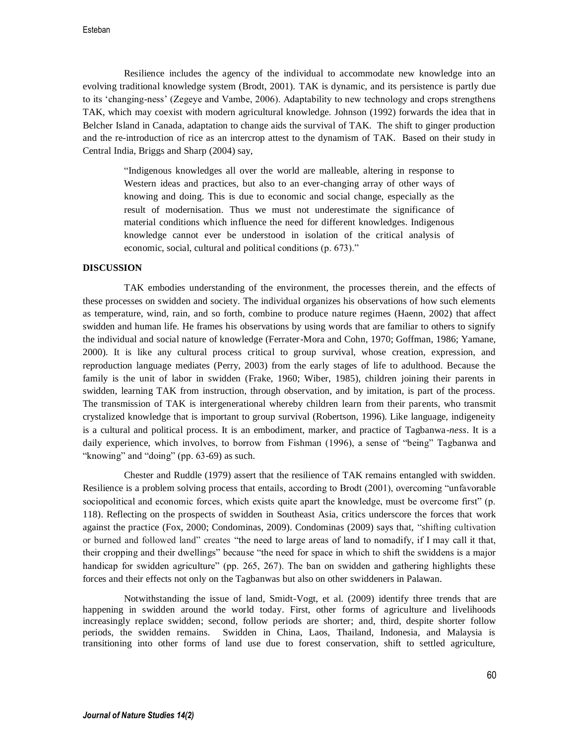Resilience includes the agency of the individual to accommodate new knowledge into an evolving traditional knowledge system (Brodt, 2001). TAK is dynamic, and its persistence is partly due to its 'changing-ness' (Zegeye and Vambe, 2006). Adaptability to new technology and crops strengthens TAK, which may coexist with modern agricultural knowledge. Johnson (1992) forwards the idea that in Belcher Island in Canada, adaptation to change aids the survival of TAK. The shift to ginger production and the re-introduction of rice as an intercrop attest to the dynamism of TAK. Based on their study in Central India, Briggs and Sharp (2004) say,

> "Indigenous knowledges all over the world are malleable, altering in response to Western ideas and practices, but also to an ever-changing array of other ways of knowing and doing. This is due to economic and social change, especially as the result of modernisation. Thus we must not underestimate the significance of material conditions which influence the need for different knowledges. Indigenous knowledge cannot ever be understood in isolation of the critical analysis of economic, social, cultural and political conditions (p. 673)."

## DISCUSSION

TAK embodies understanding of the environment, the processes therein, and the effects of these processes on swidden and society. The individual organizes his observations of how such elements as temperature, wind, rain, and so forth, combine to produce nature regimes (Haenn, 2002) that affect swidden and human life. He frames his observations by using words that are familiar to others to signify the individual and social nature of knowledge (Ferrater-Mora and Cohn, 1970; Goffman, 1986; Yamane, 2000). It is like any cultural process critical to group survival, whose creation, expression, and reproduction language mediates (Perry, 2003) from the early stages of life to adulthood. Because the family is the unit of labor in swidden (Frake, 1960; Wiber, 1985), children joining their parents in swidden, learning TAK from instruction, through observation, and by imitation, is part of the process. The transmission of TAK is intergenerational whereby children learn from their parents, who transmit crystalized knowledge that is important to group survival (Robertson, 1996). Like language, indigeneity is a cultural and political process. It is an embodiment, marker, and practice of Tagbanwa-*ness*. It is a daily experience, which involves, to borrow from Fishman (1996), a sense of "being" Tagbanwa and "knowing" and "doing" (pp. 63-69) as such.

Chester and Ruddle (1979) assert that the resilience of TAK remains entangled with swidden. Resilience is a problem solving process that entails, according to Brodt (2001), overcoming "unfavorable sociopolitical and economic forces, which exists quite apart the knowledge, must be overcome first" (p. 118). Reflecting on the prospects of swidden in Southeast Asia, critics underscore the forces that work against the practice (Fox, 2000; Condominas, 2009). Condominas (2009) says that, "shifting cultivation or burned and followed land" creates "the need to large areas of land to nomadify, if I may call it that, their cropping and their dwellings" because "the need for space in which to shift the swiddens is a major handicap for swidden agriculture" (pp. 265, 267). The ban on swidden and gathering highlights these forces and their effects not only on the Tagbanwas but also on other swiddeners in Palawan.

Notwithstanding the issue of land, Smidt-Vogt, et al. (2009) identify three trends that are happening in swidden around the world today. First, other forms of agriculture and livelihoods increasingly replace swidden; second, follow periods are shorter; and, third, despite shorter follow periods, the swidden remains. Swidden in China, Laos, Thailand, Indonesia, and Malaysia is transitioning into other forms of land use due to forest conservation, shift to settled agriculture,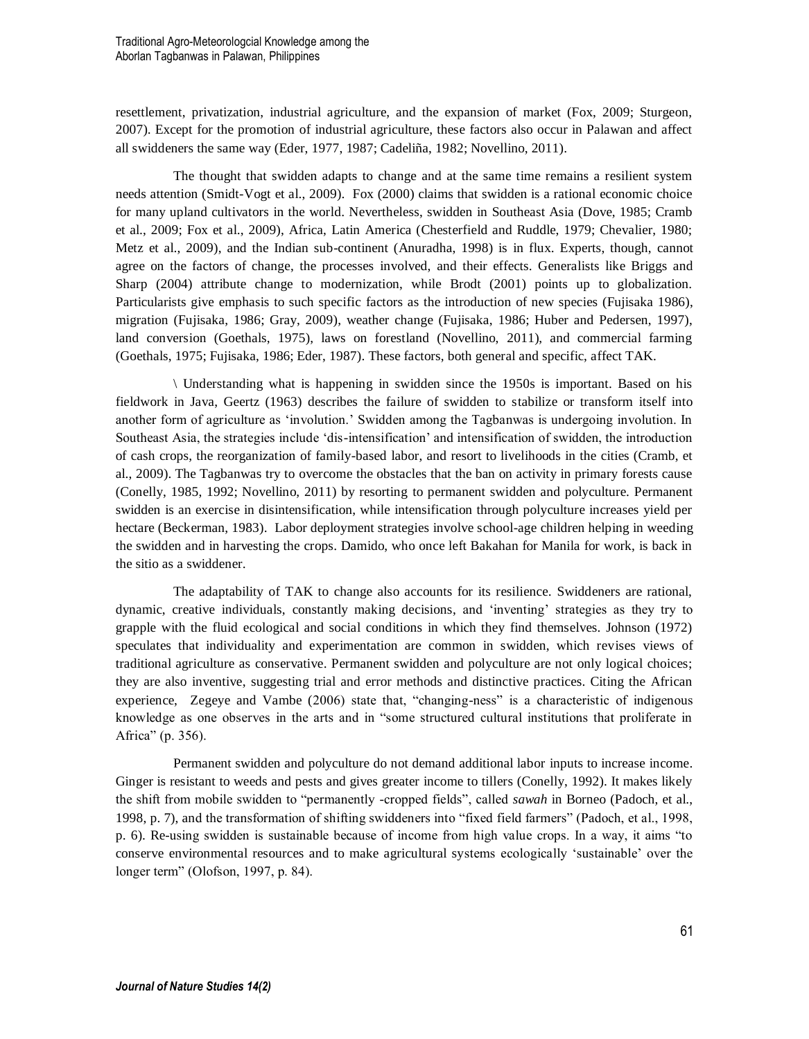resettlement, privatization, industrial agriculture, and the expansion of market (Fox, 2009; Sturgeon, 2007). Except for the promotion of industrial agriculture, these factors also occur in Palawan and affect all swiddeners the same way (Eder, 1977, 1987; Cadeliña, 1982; Novellino, 2011).

The thought that swidden adapts to change and at the same time remains a resilient system needs attention (Smidt-Vogt et al., 2009). Fox (2000) claims that swidden is a rational economic choice for many upland cultivators in the world. Nevertheless, swidden in Southeast Asia (Dove, 1985; Cramb et al., 2009; Fox et al., 2009), Africa, Latin America (Chesterfield and Ruddle, 1979; Chevalier, 1980; Metz et al., 2009), and the Indian sub-continent (Anuradha, 1998) is in flux. Experts, though, cannot agree on the factors of change, the processes involved, and their effects. Generalists like Briggs and Sharp (2004) attribute change to modernization, while Brodt (2001) points up to globalization. Particularists give emphasis to such specific factors as the introduction of new species (Fujisaka 1986), migration (Fujisaka, 1986; Gray, 2009), weather change (Fujisaka, 1986; Huber and Pedersen, 1997), land conversion (Goethals, 1975), laws on forestland (Novellino, 2011), and commercial farming (Goethals, 1975; Fujisaka, 1986; Eder, 1987). These factors, both general and specific, affect TAK.

\ Understanding what is happening in swidden since the 1950s is important. Based on his fieldwork in Java, Geertz (1963) describes the failure of swidden to stabilize or transform itself into another form of agriculture as 'involution.' Swidden among the Tagbanwas is undergoing involution. In Southeast Asia, the strategies include 'dis-intensification' and intensification of swidden, the introduction of cash crops, the reorganization of family-based labor, and resort to livelihoods in the cities (Cramb, et al., 2009). The Tagbanwas try to overcome the obstacles that the ban on activity in primary forests cause (Conelly, 1985, 1992; Novellino, 2011) by resorting to permanent swidden and polyculture. Permanent swidden is an exercise in disintensification, while intensification through polyculture increases yield per hectare (Beckerman, 1983). Labor deployment strategies involve school-age children helping in weeding the swidden and in harvesting the crops. Damido, who once left Bakahan for Manila for work, is back in the sitio as a swiddener.

The adaptability of TAK to change also accounts for its resilience. Swiddeners are rational, dynamic, creative individuals, constantly making decisions, and 'inventing' strategies as they try to grapple with the fluid ecological and social conditions in which they find themselves. Johnson (1972) speculates that individuality and experimentation are common in swidden, which revises views of traditional agriculture as conservative. Permanent swidden and polyculture are not only logical choices; they are also inventive, suggesting trial and error methods and distinctive practices. Citing the African experience, Zegeye and Vambe (2006) state that, "changing-ness" is a characteristic of indigenous knowledge as one observes in the arts and in "some structured cultural institutions that proliferate in Africa" (p. 356).

Permanent swidden and polyculture do not demand additional labor inputs to increase income. Ginger is resistant to weeds and pests and gives greater income to tillers (Conelly, 1992). It makes likely the shift from mobile swidden to "permanently -cropped fields", called *sawah* in Borneo (Padoch, et al., 1998, p. 7), and the transformation of shifting swiddeners into "fixed field farmers" (Padoch, et al., 1998, p. 6). Re-using swidden is sustainable because of income from high value crops. In a way, it aims "to conserve environmental resources and to make agricultural systems ecologically 'sustainable' over the longer term" (Olofson, 1997, p. 84).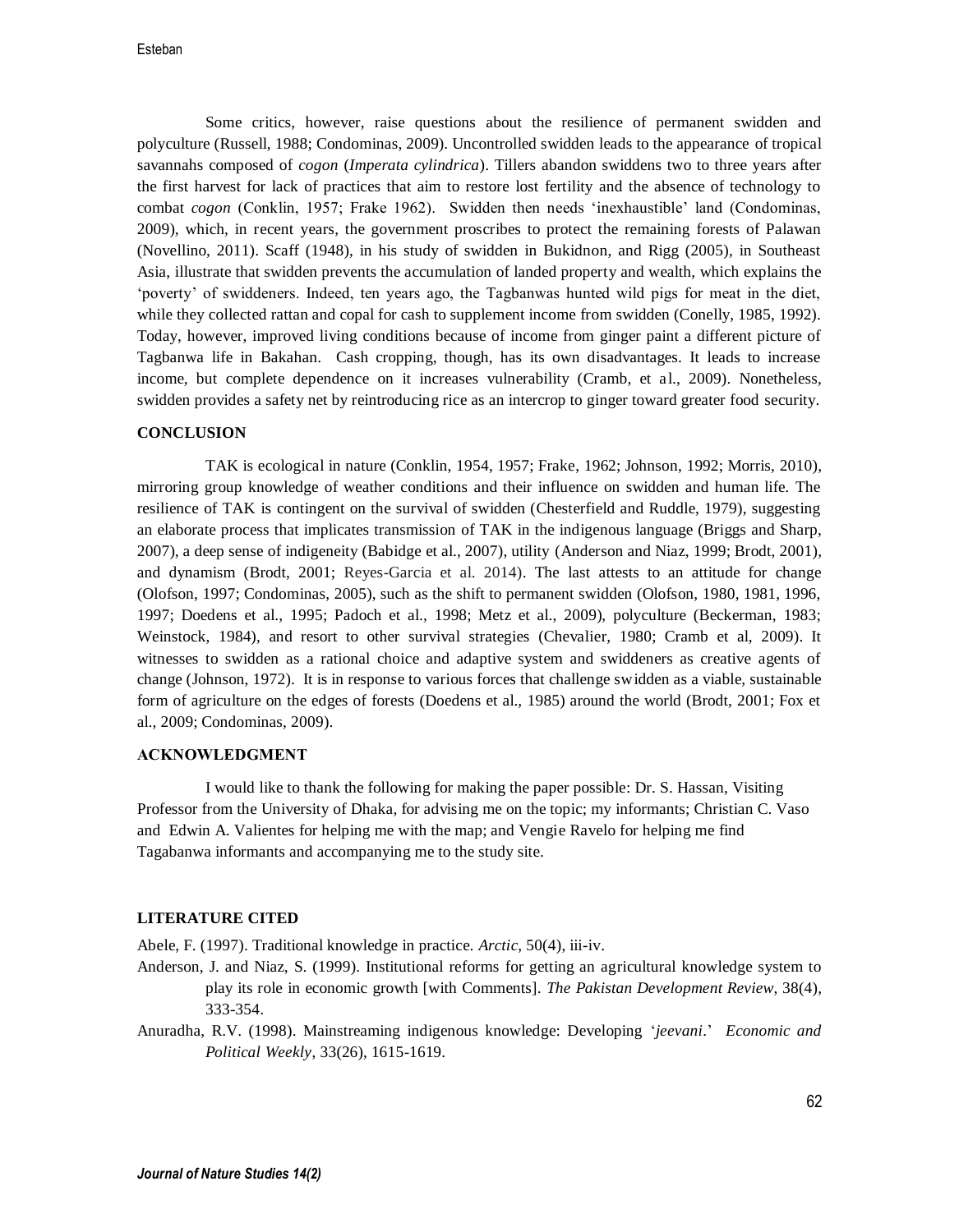Some critics, however, raise questions about the resilience of permanent swidden and polyculture (Russell, 1988; Condominas, 2009). Uncontrolled swidden leads to the appearance of tropical savannahs composed of *cogon* (*Imperata cylindrica*). Tillers abandon swiddens two to three years after the first harvest for lack of practices that aim to restore lost fertility and the absence of technology to combat *cogon* (Conklin, 1957; Frake 1962). Swidden then needs 'inexhaustible' land (Condominas, 2009), which, in recent years, the government proscribes to protect the remaining forests of Palawan (Novellino, 2011). Scaff (1948), in his study of swidden in Bukidnon, and Rigg (2005), in Southeast Asia, illustrate that swidden prevents the accumulation of landed property and wealth, which explains the 'poverty' of swiddeners. Indeed, ten years ago, the Tagbanwas hunted wild pigs for meat in the diet, while they collected rattan and copal for cash to supplement income from swidden (Conelly, 1985, 1992). Today, however, improved living conditions because of income from ginger paint a different picture of Tagbanwa life in Bakahan. Cash cropping, though, has its own disadvantages. It leads to increase income, but complete dependence on it increases vulnerability (Cramb, et al., 2009). Nonetheless, swidden provides a safety net by reintroducing rice as an intercrop to ginger toward greater food security.

## CONCLUSION

TAK is ecological in nature (Conklin, 1954, 1957; Frake, 1962; Johnson, 1992; Morris, 2010), mirroring group knowledge of weather conditions and their influence on swidden and human life. The resilience of TAK is contingent on the survival of swidden (Chesterfield and Ruddle, 1979), suggesting an elaborate process that implicates transmission of TAK in the indigenous language (Briggs and Sharp, 2007), a deep sense of indigeneity (Babidge et al., 2007), utility (Anderson and Niaz, 1999; Brodt, 2001), and dynamism (Brodt, 2001; Reyes-Garcia et al. 2014). The last attests to an attitude for change (Olofson, 1997; Condominas, 2005), such as the shift to permanent swidden (Olofson, 1980, 1981, 1996, 1997; Doedens et al., 1995; Padoch et al., 1998; Metz et al., 2009), polyculture (Beckerman, 1983; Weinstock, 1984), and resort to other survival strategies (Chevalier, 1980; Cramb et al, 2009). It witnesses to swidden as a rational choice and adaptive system and swiddeners as creative agents of change (Johnson, 1972). It is in response to various forces that challenge swidden as a viable, sustainable form of agriculture on the edges of forests (Doedens et al., 1985) around the world (Brodt, 2001; Fox et al., 2009; Condominas, 2009).

## ACKNOWLEDGMENT

I would like to thank the following for making the paper possible: Dr. S. Hassan, Visiting Professor from the University of Dhaka, for advising me on the topic; my informants; Christian C. Vaso and Edwin A. Valientes for helping me with the map; and Vengie Ravelo for helping me find Tagabanwa informants and accompanying me to the study site.

## LITERATURE CITED

Abele, F. (1997). Traditional knowledge in practice. *Arctic*, 50(4), iii-iv.

Anderson, J. and Niaz, S. (1999). Institutional reforms for getting an agricultural knowledge system to play its role in economic growth [with Comments]. *The Pakistan Development Review*, 38(4), 333-354.

Anuradha, R.V. (1998). Mainstreaming indigenous knowledge: Developing '*jeevani*.' *Economic and Political Weekly*, 33(26), 1615-1619.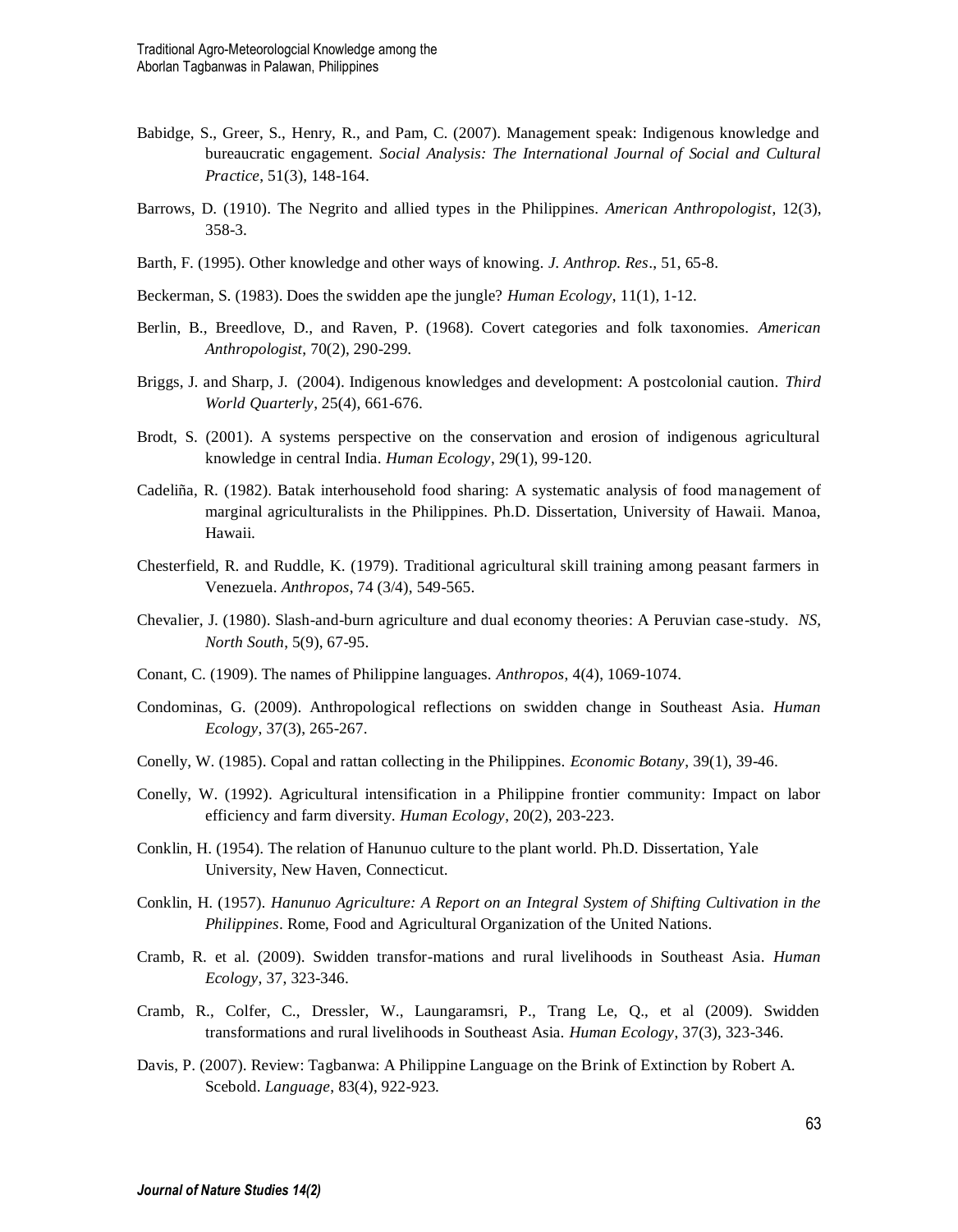Babidge, S., Greer, S., Henry, R., and Pam, C. (2007). Management speak: Indigenous knowledge and bureaucratic engagement. *Social Analysis: The International Journal of Social and Cultural Practice*, 51(3), 148-164.

Barrows, D. (1910). The Negrito and allied types in the Philippines. *American Anthropologist*, 12(3), 358-3.

Barth, F. (1995). Other knowledge and other ways of knowing. *J. Anthrop. Res*., 51, 65-8.

Beckerman, S. (1983). Does the swidden ape the jungle? *Human Ecology*, 11(1), 1-12.

Berlin, B., Breedlove, D., and Raven, P. (1968). Covert categories and folk taxonomies. *American Anthropologist*, 70(2), 290-299.

Briggs, J. and Sharp, J. (2004). Indigenous knowledges and development: A postcolonial caution. *Third World Quarterly*, 25(4), 661-676.

Brodt, S. (2001). A systems perspective on the conservation and erosion of indigenous agricultural knowledge in central India. *Human Ecology*, 29(1), 99-120.

Cadeliña, R. (1982). Batak interhousehold food sharing: A systematic analysis of food management of marginal agriculturalists in the Philippines. Ph.D. Dissertation, University of Hawaii. Manoa, Hawaii.

Chesterfield, R. and Ruddle, K. (1979). Traditional agricultural skill training among peasant farmers in Venezuela. *Anthropos*, 74 (3/4), 549-565.

Chevalier, J. (1980). Slash-and-burn agriculture and dual economy theories: A Peruvian case-study. *NS, North South*, 5(9), 67-95.

Conant, C. (1909). The names of Philippine languages. *Anthropos*, 4(4), 1069-1074.

Condominas, G. (2009). Anthropological reflections on swidden change in Southeast Asia. *Human Ecology*, 37(3), 265-267.

Conelly, W. (1985). Copal and rattan collecting in the Philippines. *Economic Botany*, 39(1), 39-46.

Conelly, W. (1992). Agricultural intensification in a Philippine frontier community: Impact on labor efficiency and farm diversity. *Human Ecology*, 20(2), 203-223.

Conklin, H. (1954). The relation of Hanunuo culture to the plant world. Ph.D. Dissertation, Yale University, New Haven, Connecticut.

Conklin, H. (1957). *Hanunuo Agriculture: A Report on an Integral System of Shifting Cultivation in the Philippines*. Rome, Food and Agricultural Organization of the United Nations.

Cramb, R. et al. (2009). Swidden transfor-mations and rural livelihoods in Southeast Asia. *Human Ecology*, 37, 323-346.

Cramb, R., Colfer, C., Dressler, W., Laungaramsri, P., Trang Le, Q., et al (2009). Swidden transformations and rural livelihoods in Southeast Asia. *Human Ecology*, 37(3), 323-346.

Davis, P. (2007). Review: Tagbanwa: A Philippine Language on the Brink of Extinction by Robert A. Scebold. *Language*, 83(4), 922-923.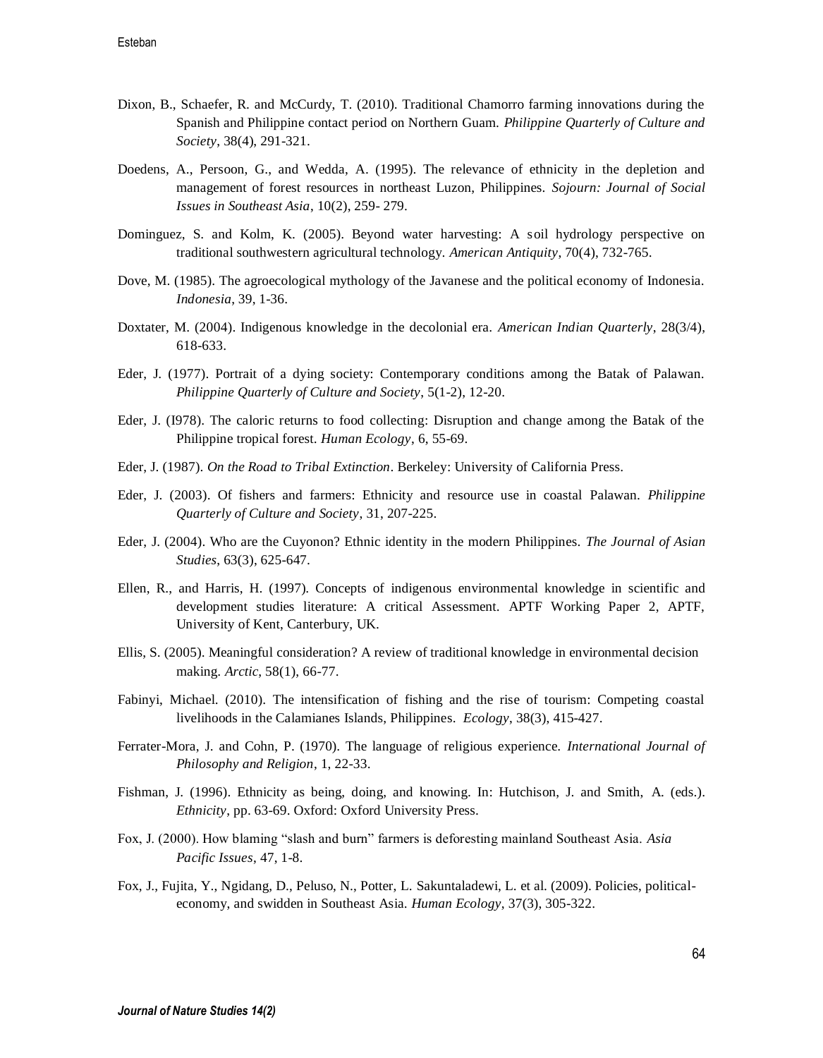Dixon, B., Schaefer, R. and McCurdy, T. (2010). Traditional Chamorro farming innovations during the Spanish and Philippine contact period on Northern Guam. *Philippine Quarterly of Culture and Society*, 38(4), 291-321.

Doedens, A., Persoon, G., and Wedda, A. (1995). The relevance of ethnicity in the depletion and management of forest resources in northeast Luzon, Philippines. *Sojourn: Journal of Social Issues in Southeast Asia*, 10(2), 259- 279.

Dominguez, S. and Kolm, K. (2005). Beyond water harvesting: A soil hydrology perspective on traditional southwestern agricultural technology. *American Antiquity*, 70(4), 732-765.

Dove, M. (1985). The agroecological mythology of the Javanese and the political economy of Indonesia. *Indonesia*, 39, 1-36.

Doxtater, M. (2004). Indigenous knowledge in the decolonial era. *American Indian Quarterly*, 28(3/4), 618-633.

Eder, J. (1977). Portrait of a dying society: Contemporary conditions among the Batak of Palawan. *Philippine Quarterly of Culture and Society*, 5(1-2), 12-20.

Eder, J. (I978). The caloric returns to food collecting: Disruption and change among the Batak of the Philippine tropical forest. *Human Ecology*, 6, 55-69.

Eder, J. (1987). *On the Road to Tribal Extinction*. Berkeley: University of California Press.

Eder, J. (2003). Of fishers and farmers: Ethnicity and resource use in coastal Palawan. *Philippine Quarterly of Culture and Society*, 31, 207-225.

Eder, J. (2004). Who are the Cuyonon? Ethnic identity in the modern Philippines. *The Journal of Asian Studies*, 63(3), 625-647.

Ellen, R., and Harris, H. (1997). Concepts of indigenous environmental knowledge in scientific and development studies literature: A critical Assessment. APTF Working Paper 2, APTF, University of Kent, Canterbury, UK.

Ellis, S. (2005). Meaningful consideration? A review of traditional knowledge in environmental decision making. *Arctic*, 58(1), 66-77.

Fabinyi, Michael. (2010). The intensification of fishing and the rise of tourism: Competing coastal livelihoods in the Calamianes Islands, Philippines. *Ecology*, 38(3), 415-427.

Ferrater-Mora, J. and Cohn, P. (1970). The language of religious experience. *International Journal of Philosophy and Religion*, 1, 22-33.

Fishman, J. (1996). Ethnicity as being, doing, and knowing. In: Hutchison, J. and Smith, A. (eds.). *Ethnicity*, pp. 63-69. Oxford: Oxford University Press.

Fox, J. (2000). How blaming "slash and burn" farmers is deforesting mainland Southeast Asia. *Asia Pacific Issues*, 47, 1-8.

Fox, J., Fujita, Y., Ngidang, D., Peluso, N., Potter, L. Sakuntaladewi, L. et al. (2009). Policies, political-economy, and swidden in Southeast Asia. *Human Ecology*, 37(3), 305-322.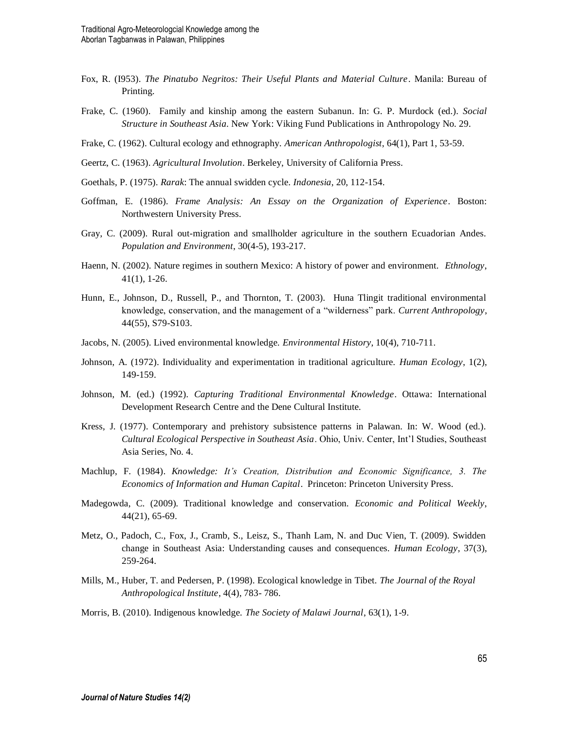Fox, R. (I953). *The Pinatubo Negritos: Their Useful Plants and Material Culture*. Manila: Bureau of Printing.

Frake, C. (1960). Family and kinship among the eastern Subanun. In: G. P. Murdock (ed.). *Social Structure in Southeast Asia*. New York: Viking Fund Publications in Anthropology No. 29.

Frake, C. (1962). Cultural ecology and ethnography. *American Anthropologist*, 64(1), Part 1, 53-59.

Geertz, C. (1963). *Agricultural Involution*. Berkeley, University of California Press.

Goethals, P. (1975). *Rarak*: The annual swidden cycle. *Indonesia*, 20, 112-154.

Goffman, E. (1986). *Frame Analysis: An Essay on the Organization of Experience*. Boston: Northwestern University Press.

Gray, C. (2009). Rural out-migration and smallholder agriculture in the southern Ecuadorian Andes. *Population and Environment*, 30(4-5), 193-217.

Haenn, N. (2002). Nature regimes in southern Mexico: A history of power and environment. *Ethnology*, 41(1), 1-26.

Hunn, E., Johnson, D., Russell, P., and Thornton, T. (2003). Huna Tlingit traditional environmental knowledge, conservation, and the management of a "wilderness" park. *Current Anthropology*, 44(55), S79-S103.

Jacobs, N. (2005). Lived environmental knowledge. *Environmental History*, 10(4), 710-711.

Johnson, A. (1972). Individuality and experimentation in traditional agriculture. *Human Ecology*, 1(2), 149-159.

Johnson, M. (ed.) (1992). *Capturing Traditional Environmental Knowledge*. Ottawa: International Development Research Centre and the Dene Cultural Institute.

Kress, J. (1977). Contemporary and prehistory subsistence patterns in Palawan. In: W. Wood (ed.). *Cultural Ecological Perspective in Southeast Asia*. Ohio, Univ. Center, Int'l Studies, Southeast Asia Series, No. 4.

Machlup, F. (1984). *Knowledge: It's Creation, Distribution and Economic Significance, 3. The Economics of Information and Human Capital*. Princeton: Princeton University Press.

Madegowda, C. (2009). Traditional knowledge and conservation. *Economic and Political Weekly*, 44(21), 65-69.

Metz, O., Padoch, C., Fox, J., Cramb, S., Leisz, S., Thanh Lam, N. and Duc Vien, T. (2009). Swidden change in Southeast Asia: Understanding causes and consequences. *Human Ecology*, 37(3), 259-264.

Mills, M., Huber, T. and Pedersen, P. (1998). Ecological knowledge in Tibet. *The Journal of the Royal Anthropological Institute*, 4(4), 783- 786.

Morris, B. (2010). Indigenous knowledge. *The Society of Malawi Journal*, 63(1), 1-9.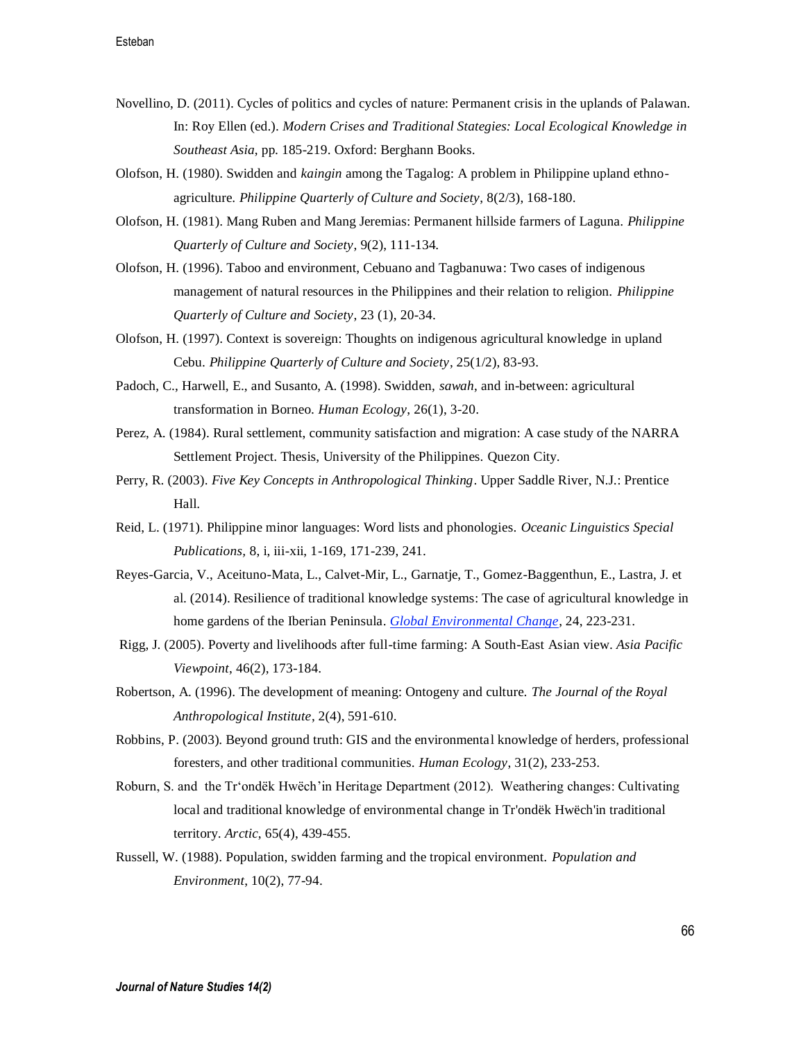Novellino, D. (2011). Cycles of politics and cycles of nature: Permanent crisis in the uplands of Palawan. In: Roy Ellen (ed.). *Modern Crises and Traditional Stategies: Local Ecological Knowledge in Southeast Asia*, pp. 185-219. Oxford: Berghann Books.

Olofson, H. (1980). Swidden and *kaingin* among the Tagalog: A problem in Philippine upland ethno-agriculture. *Philippine Quarterly of Culture and Society*, 8(2/3), 168-180.

Olofson, H. (1981). Mang Ruben and Mang Jeremias: Permanent hillside farmers of Laguna. *Philippine Quarterly of Culture and Society*, 9(2), 111-134.

Olofson, H. (1996). Taboo and environment, Cebuano and Tagbanuwa: Two cases of indigenous management of natural resources in the Philippines and their relation to religion. *Philippine Quarterly of Culture and Society*, 23 (1), 20-34.

Olofson, H. (1997). Context is sovereign: Thoughts on indigenous agricultural knowledge in upland Cebu. *Philippine Quarterly of Culture and Society*, 25(1/2), 83-93.

Padoch, C., Harwell, E., and Susanto, A. (1998). Swidden, *sawah*, and in-between: agricultural transformation in Borneo. *Human Ecology*, 26(1), 3-20.

Perez, A. (1984). Rural settlement, community satisfaction and migration: A case study of the NARRA Settlement Project. Thesis, University of the Philippines. Quezon City.

Perry, R. (2003). *Five Key Concepts in Anthropological Thinking*. Upper Saddle River, N.J.: Prentice Hall.

Reid, L. (1971). Philippine minor languages: Word lists and phonologies. *Oceanic Linguistics Special Publications,* 8, i, iii-xii, 1-169, 171-239, 241.

Reyes-Garcia, V., Aceituno-Mata, L., Calvet-Mir, L., Garnatje, T., Gomez-Baggenthun, E., Lastra, J. et al. (2014). Resilience of traditional knowledge systems: The case of agricultural knowledge in home gardens of the Iberian Peninsula. *Global Environmental Change*, 24, 223-231.

Rigg, J. (2005). Poverty and livelihoods after full-time farming: A South-East Asian view. *Asia Pacific Viewpoint*, 46(2), 173-184.

Robertson, A. (1996). The development of meaning: Ontogeny and culture. *The Journal of the Royal Anthropological Institute*, 2(4), 591-610.

Robbins, P. (2003). Beyond ground truth: GIS and the environmental knowledge of herders, professional foresters, and other traditional communities. *Human Ecology*, 31(2), 233-253.

Roburn, S. and the Tr'ondëk Hwëch'in Heritage Department (2012). Weathering changes: Cultivating local and traditional knowledge of environmental change in Tr'ondëk Hwëch'in traditional territory. *Arctic*, 65(4), 439-455.

Russell, W. (1988). Population, swidden farming and the tropical environment. *Population and Environment*, 10(2), 77-94.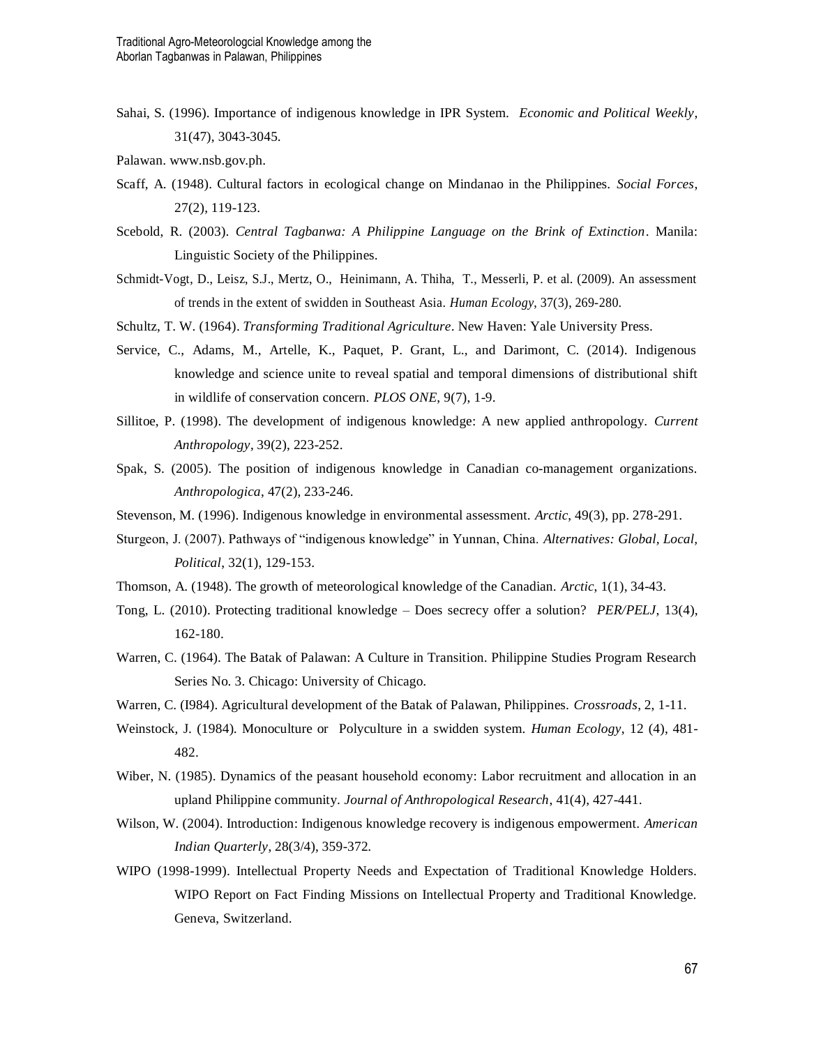Sahai, S. (1996). Importance of indigenous knowledge in IPR System. *Economic and Political Weekly*, 31(47), 3043-3045.

Palawan. www.nsb.gov.ph.

Scaff, A. (1948). Cultural factors in ecological change on Mindanao in the Philippines. *Social Forces*, 27(2), 119-123.

Scebold, R. (2003). *Central Tagbanwa: A Philippine Language on the Brink of Extinction*. Manila: Linguistic Society of the Philippines.

Schmidt-Vogt, D., Leisz, S.J., Mertz, O., Heinimann, A. Thiha, T., Messerli, P. et al. (2009). An assessment of trends in the extent of swidden in Southeast Asia. *Human Ecology*, 37(3), 269-280.

Schultz, T. W. (1964). *Transforming Traditional Agriculture*. New Haven: Yale University Press.

Service, C., Adams, M., Artelle, K., Paquet, P. Grant, L., and Darimont, C. (2014). Indigenous knowledge and science unite to reveal spatial and temporal dimensions of distributional shift in wildlife of conservation concern. *PLOS ONE*, 9(7), 1-9.

Sillitoe, P. (1998). The development of indigenous knowledge: A new applied anthropology. *Current Anthropology*, 39(2), 223-252.

Spak, S. (2005). The position of indigenous knowledge in Canadian co-management organizations. *Anthropologica*, 47(2), 233-246.

Stevenson, M. (1996). Indigenous knowledge in environmental assessment. *Arctic*, 49(3), pp. 278-291.

Sturgeon, J. (2007). Pathways of "indigenous knowledge" in Yunnan, China. *Alternatives: Global, Local, Political*, 32(1), 129-153.

Thomson, A. (1948). The growth of meteorological knowledge of the Canadian. *Arctic*, 1(1), 34-43.

Tong, L. (2010). Protecting traditional knowledge – Does secrecy offer a solution? *PER/PELJ*, 13(4), 162-180.

Warren, C. (1964). The Batak of Palawan: A Culture in Transition. Philippine Studies Program Research Series No. 3. Chicago: University of Chicago.

Warren, C. (I984). Agricultural development of the Batak of Palawan, Philippines. *Crossroads*, 2, 1-11.

Weinstock, J. (1984). Monoculture or Polyculture in a swidden system. *Human Ecology*, 12 (4), 481-482.

Wiber, N. (1985). Dynamics of the peasant household economy: Labor recruitment and allocation in an upland Philippine community. *Journal of Anthropological Research*, 41(4), 427-441.

Wilson, W. (2004). Introduction: Indigenous knowledge recovery is indigenous empowerment. *American Indian Quarterly*, 28(3/4), 359-372.

WIPO (1998-1999). Intellectual Property Needs and Expectation of Traditional Knowledge Holders. WIPO Report on Fact Finding Missions on Intellectual Property and Traditional Knowledge. Geneva, Switzerland.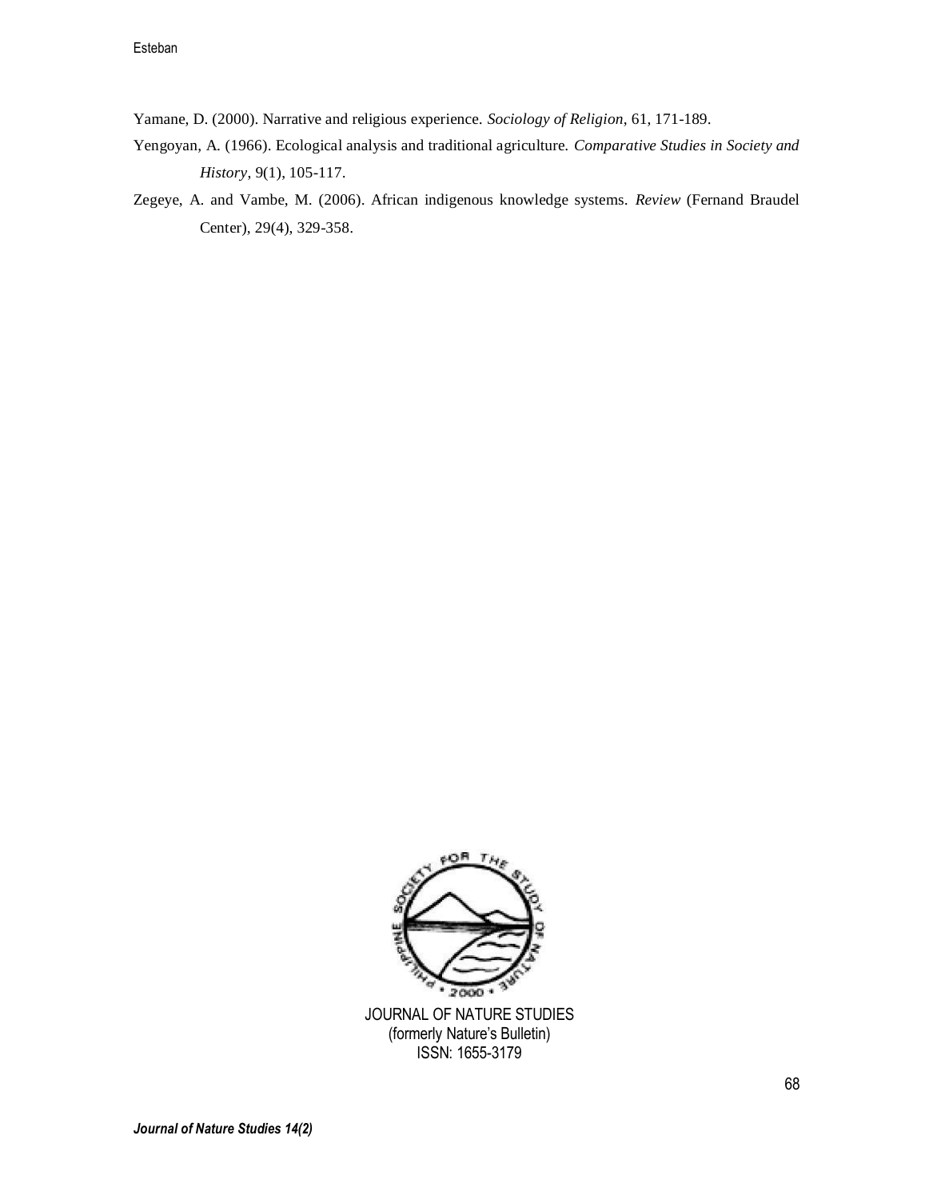Yamane, D. (2000). Narrative and religious experience. *Sociology of Religion*, 61, 171-189.

Yengoyan, A. (1966). Ecological analysis and traditional agriculture. *Comparative Studies in Society and History*, 9(1), 105-117.

Zegeye, A. and Vambe, M. (2006). African indigenous knowledge systems. *Review* (Fernand Braudel Center), 29(4), 329-358.

JOURNAL OF NATURE STUDIES
(formerly Nature's Bulletin)
ISSN: 1655-3179